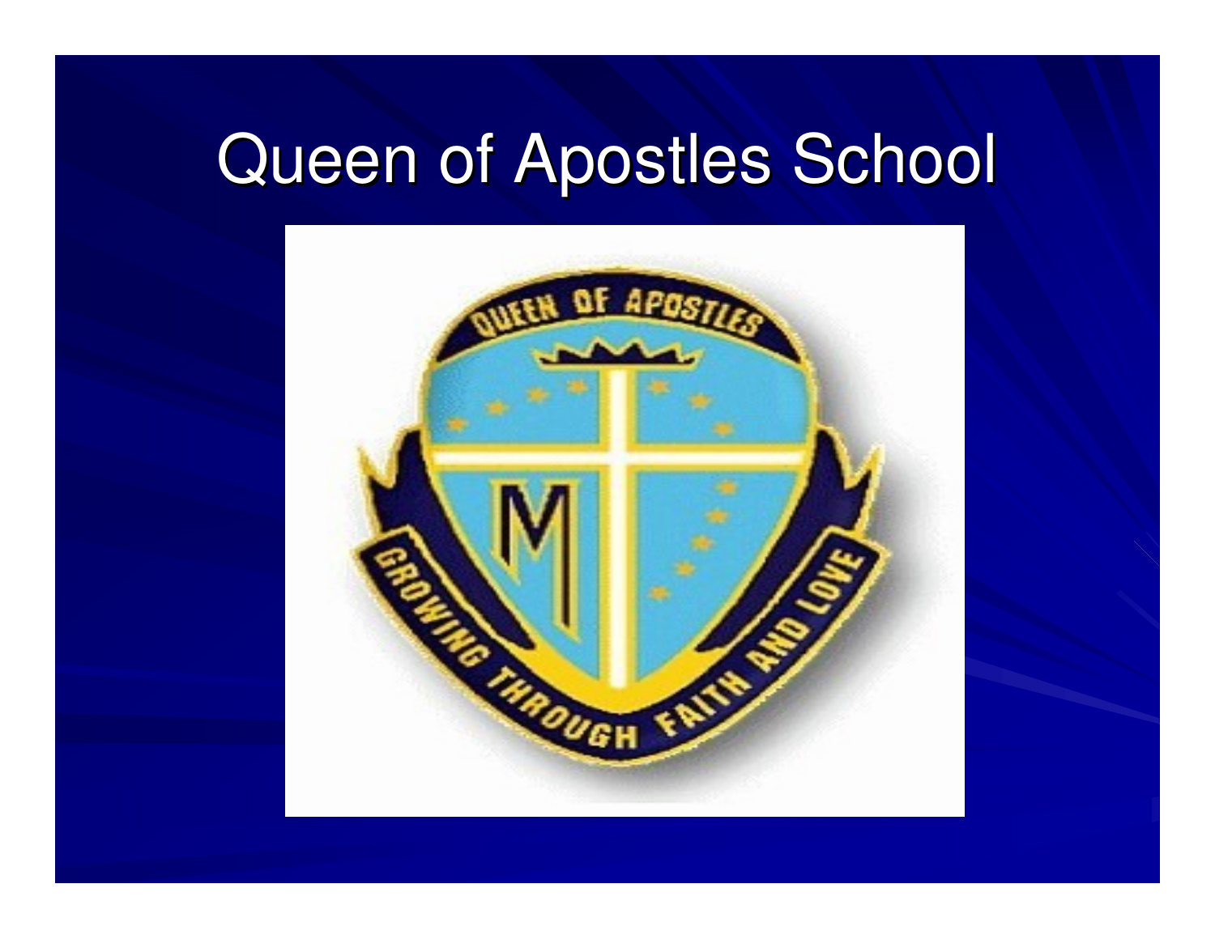# Queen of Apostles School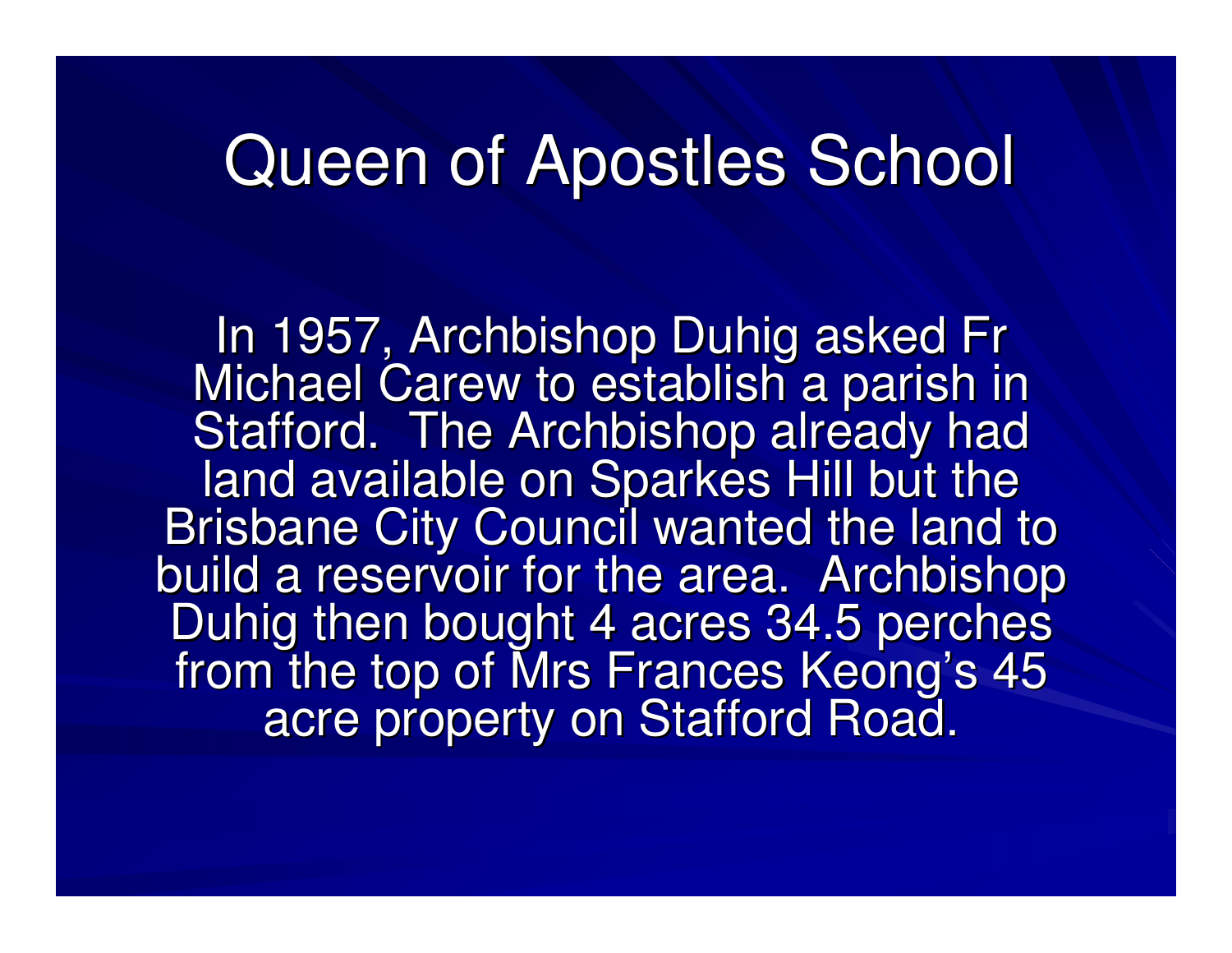# Queen of Apostles School

In 1957, Archbishop Duhig asked Fr Michael Carew to establish a parish in Stafford. The Archbishop already had land available on Sparkes Hill but the Brisbane City Council wanted the land to build a reservoir for the area. Archbishop Duhig then bought 4 acres 34.5 perches from the top of Mrs Frances Keong's 45 acre property on Stafford Road.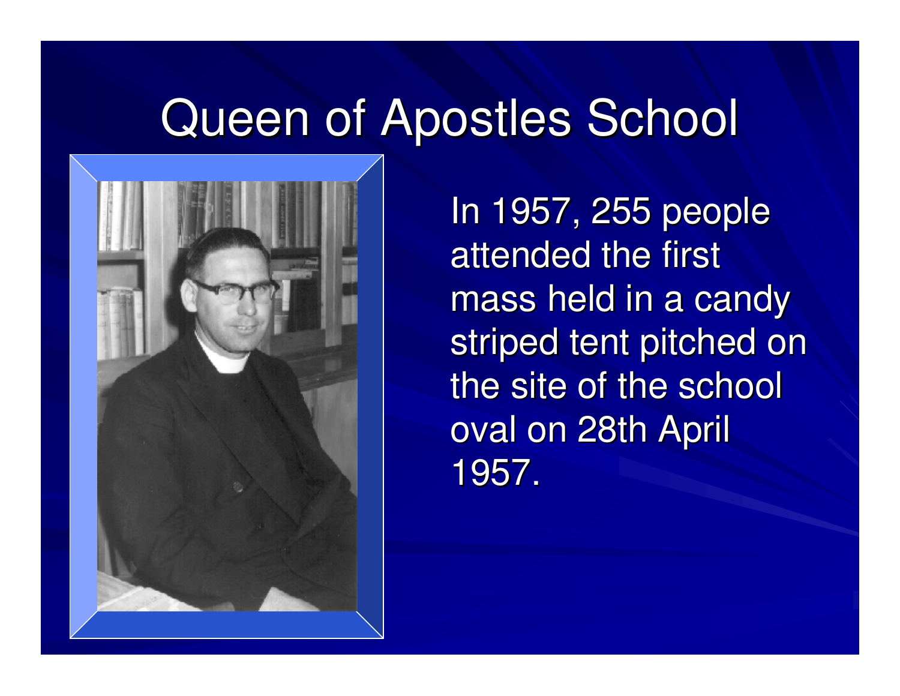# Queen of Apostles School

In 1957, 255 people attended the first mass held in a candy striped tent pitched on the site of the school oval on 28th April 1957.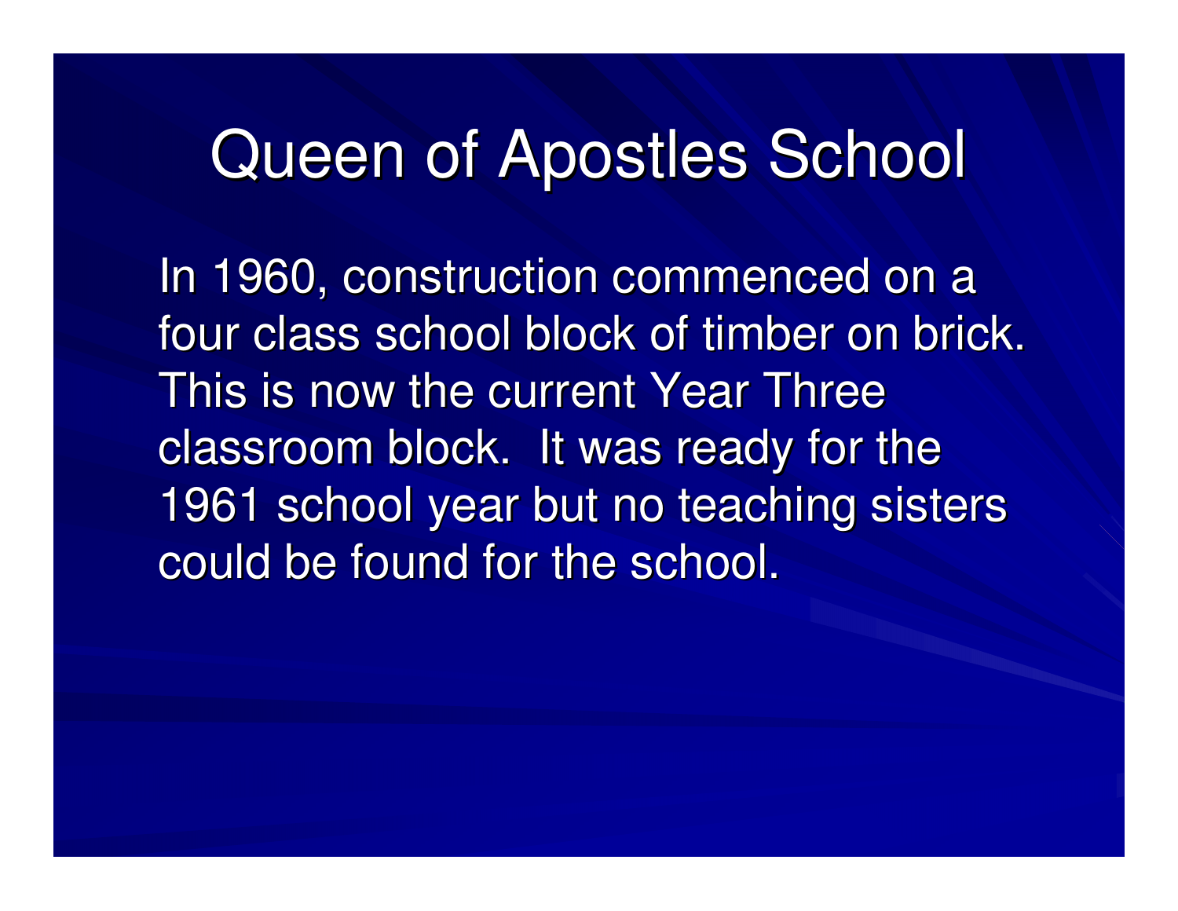# Queen of Apostles School

In 1960, construction commenced on a four class school block of timber on brick. This is now the current Year Three classroom block. It was ready for the 1961 school year but no teaching sisters could be found for the school.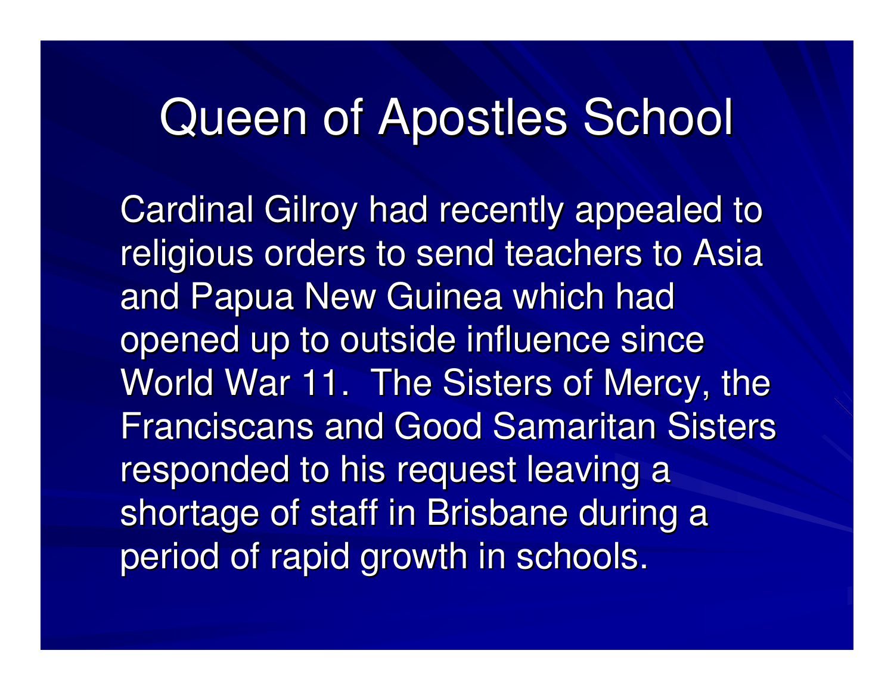# Queen of Apostles School

Cardinal Gilroy had recently appealed to religious orders to send teachers to Asia and Papua New Guinea which had opened up to outside influence since World War 11. The Sisters of Mercy, the Franciscans and Good Samaritan Sisters responded to his request leaving a shortage of staff in Brisbane during a period of rapid growth in schools.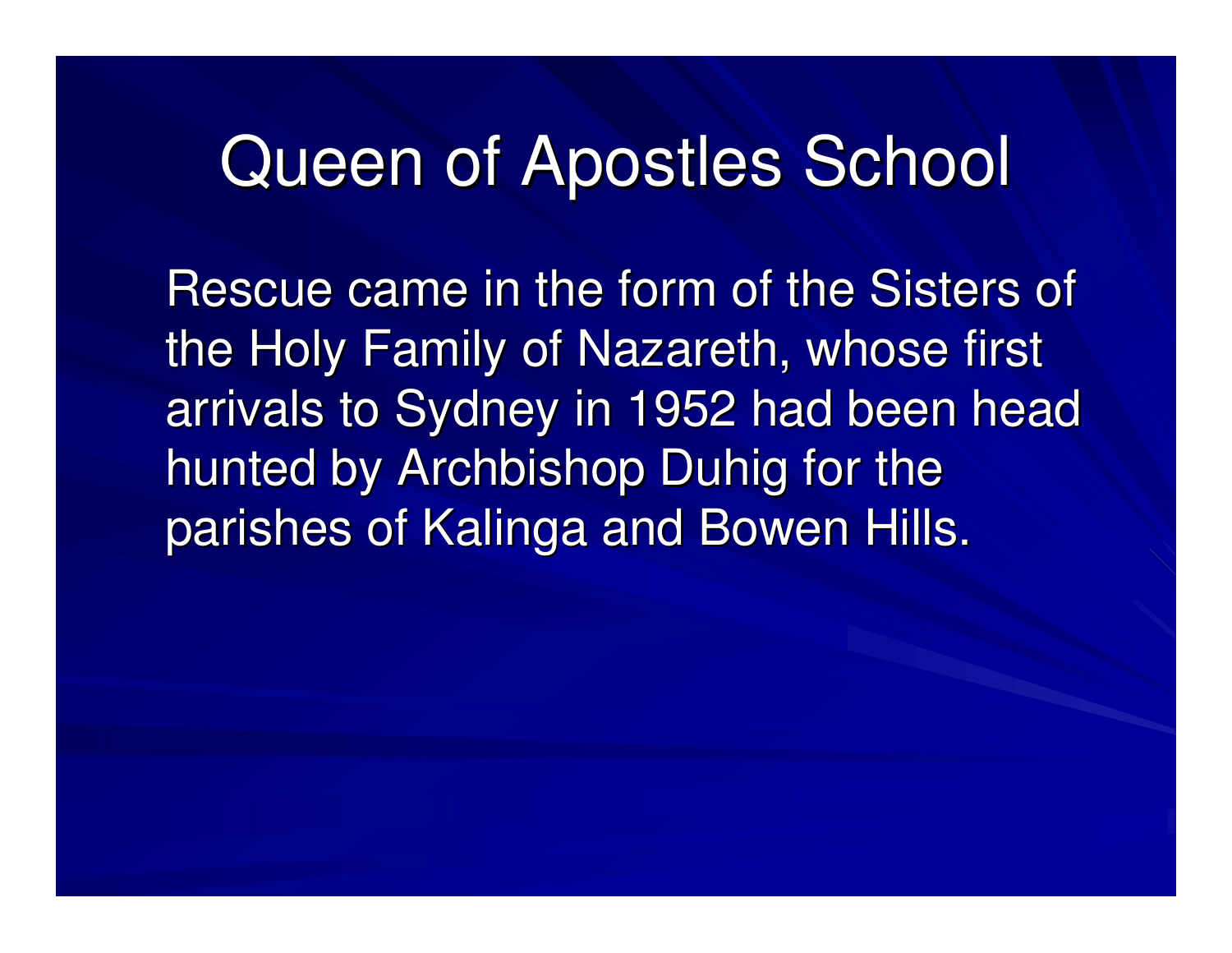# Queen of Apostles School

Rescue came in the form of the Sisters of the Holy Family of Nazareth, whose first arrivals to Sydney in 1952 had been head hunted by Archbishop Duhig for the parishes of Kalinga and Bowen Hills.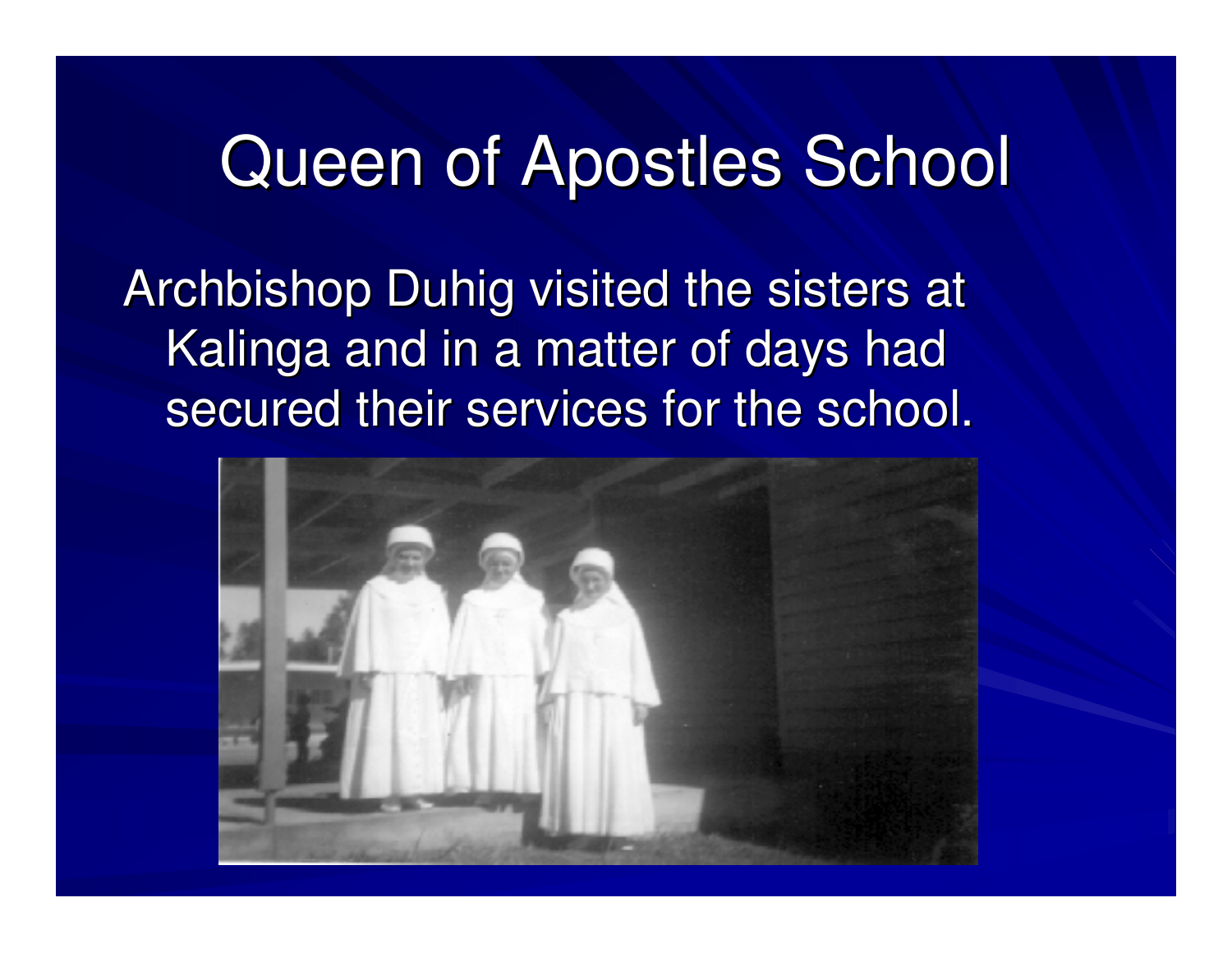# Queen of Apostles School

Archbishop Duhig visited the sisters at Kalinga and in a matter of days had secured their services for the school.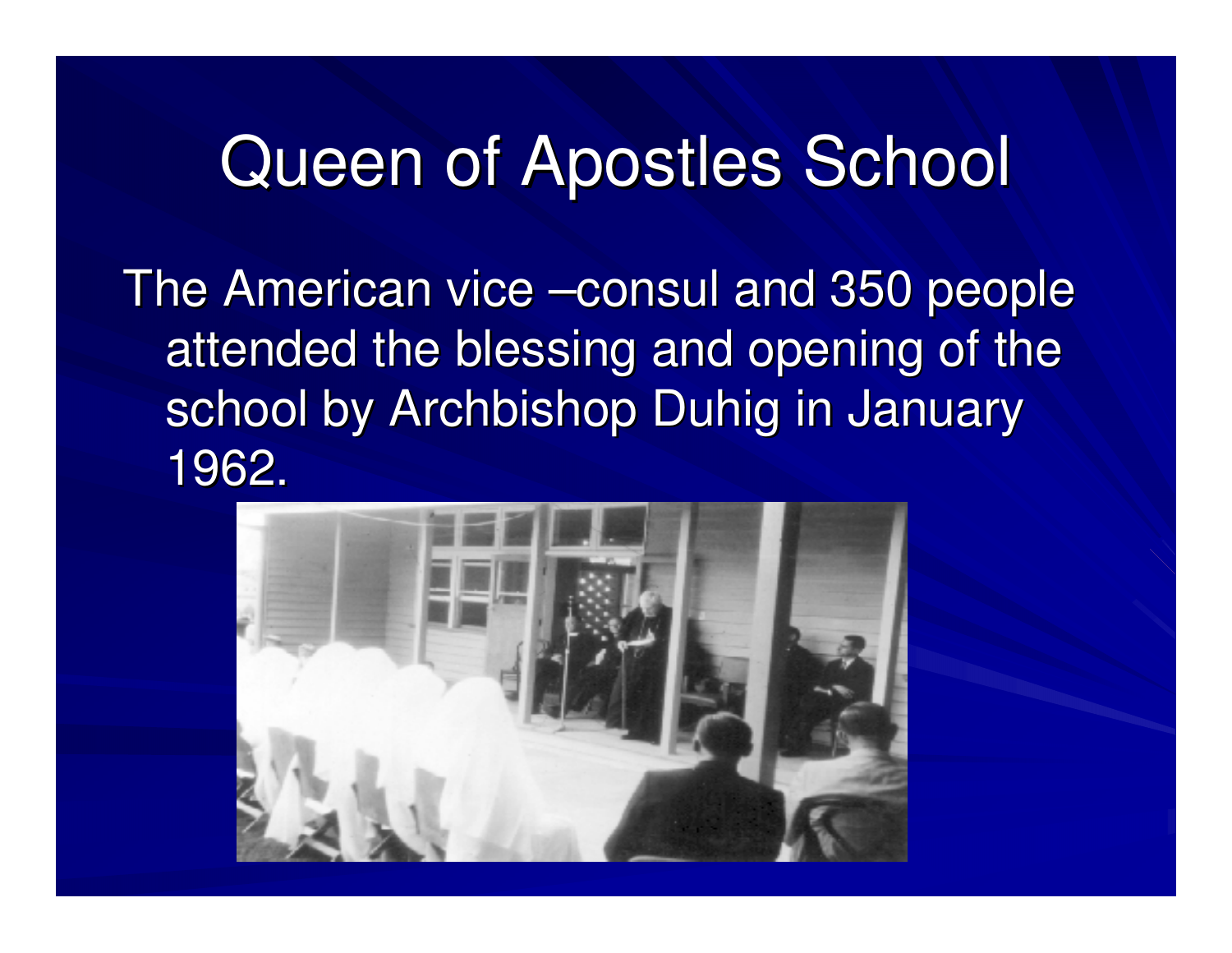# Queen of Apostles School

The American vice –consul and 350 people attended the blessing and opening of the school by Archbishop Duhig in January 1962.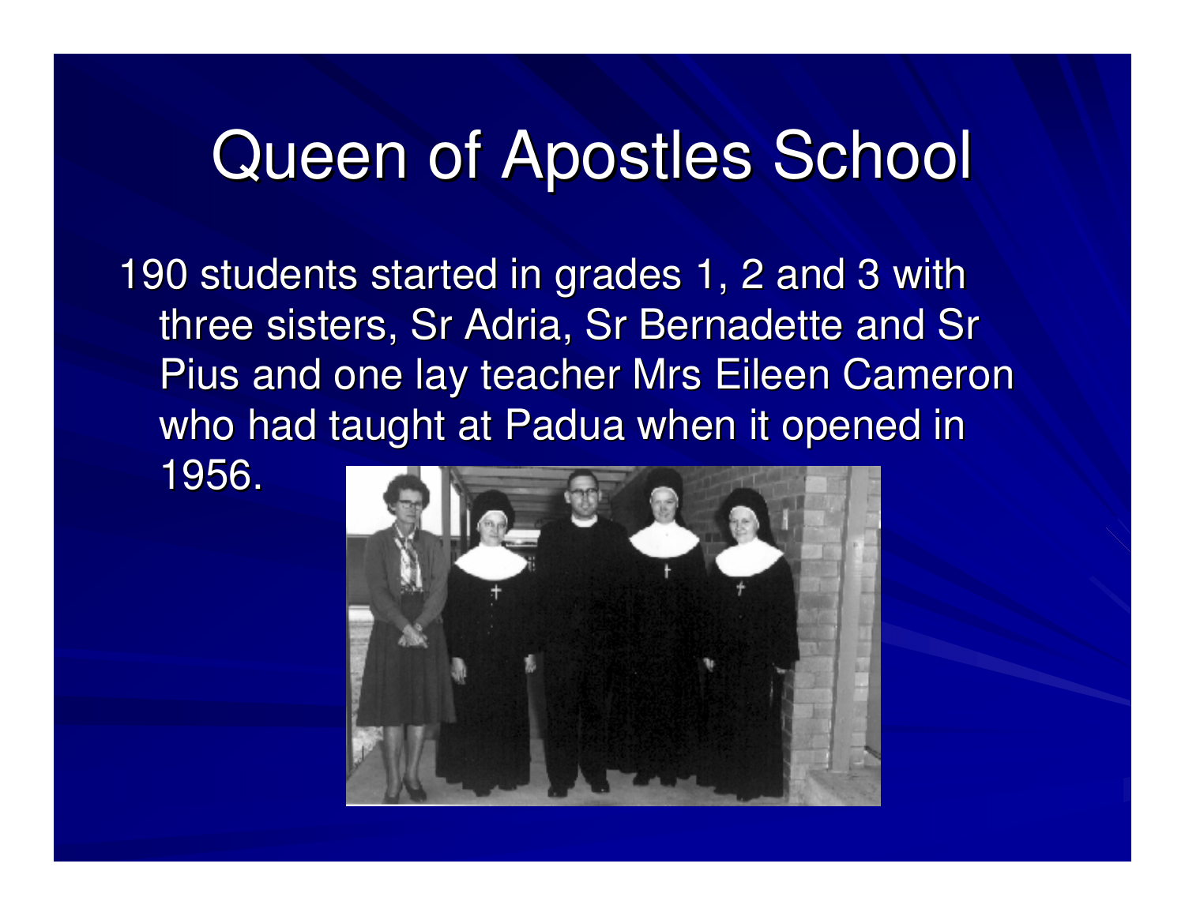# Queen of Apostles School

190 students started in grades 1, 2 and 3 with three sisters, Sr Adria, Sr Bernadette and Sr Pius and one lay teacher Mrs Eileen Cameron who had taught at Padua when it opened in 1956.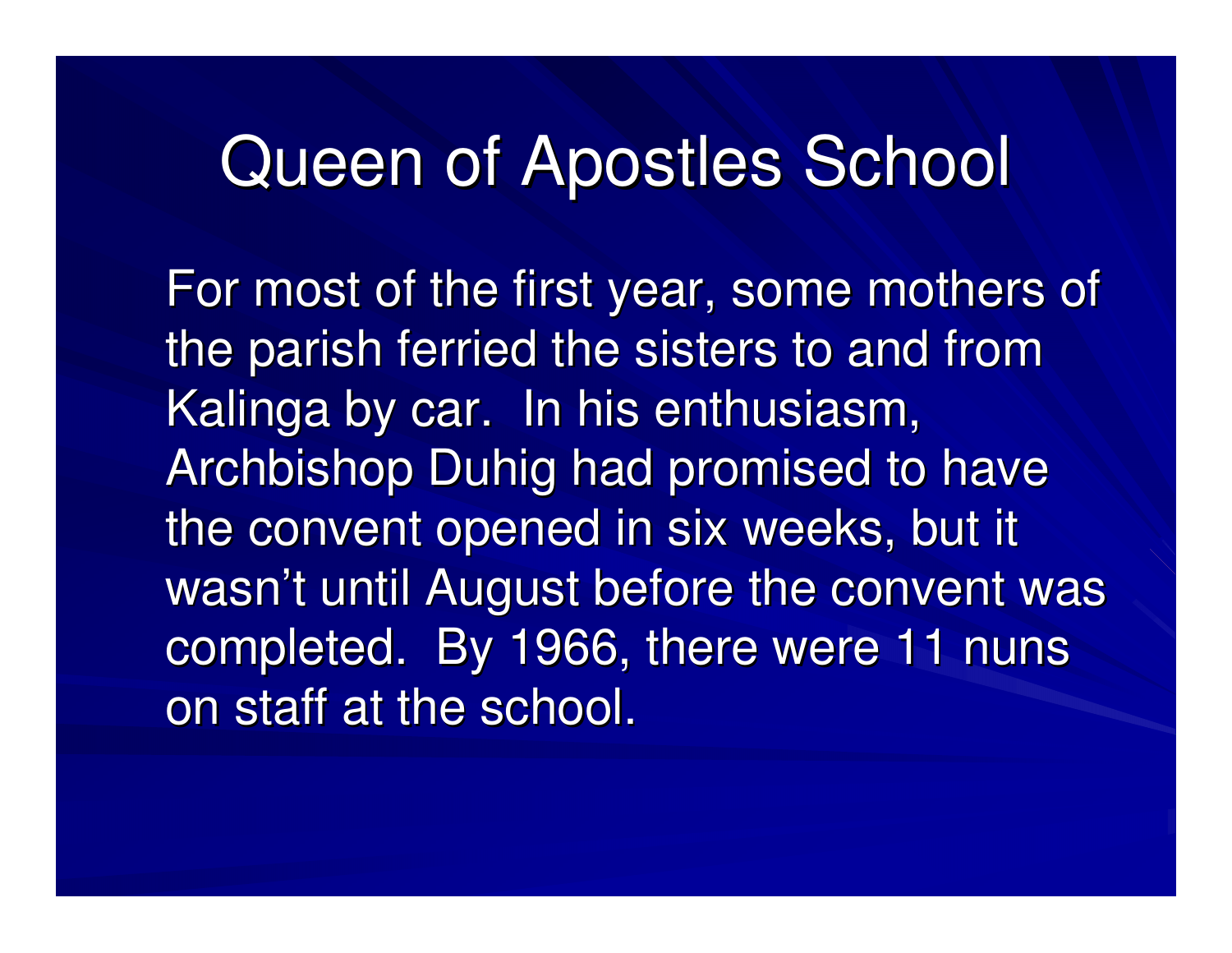# Queen of Apostles School

For most of the first year, some mothers of the parish ferried the sisters to and from Kalinga by car. In his enthusiasm, Archbishop Duhig had promised to have the convent opened in six weeks, but it wasn't until August before the convent was completed. By 1966, there were 11 nuns on staff at the school.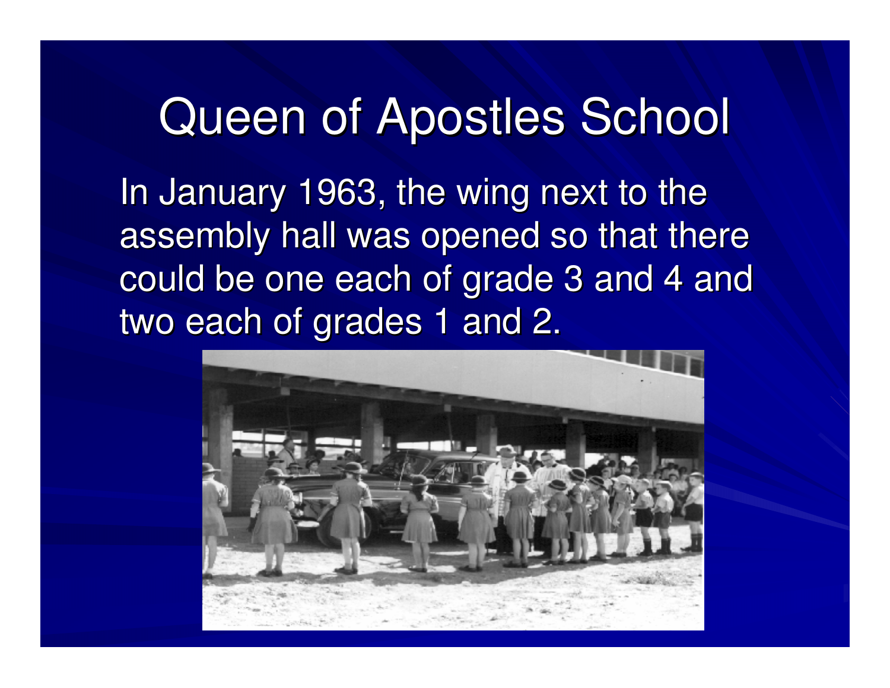# Queen of Apostles School

In January 1963, the wing next to the assembly hall was opened so that there could be one each of grade 3 and 4 and two each of grades 1 and 2.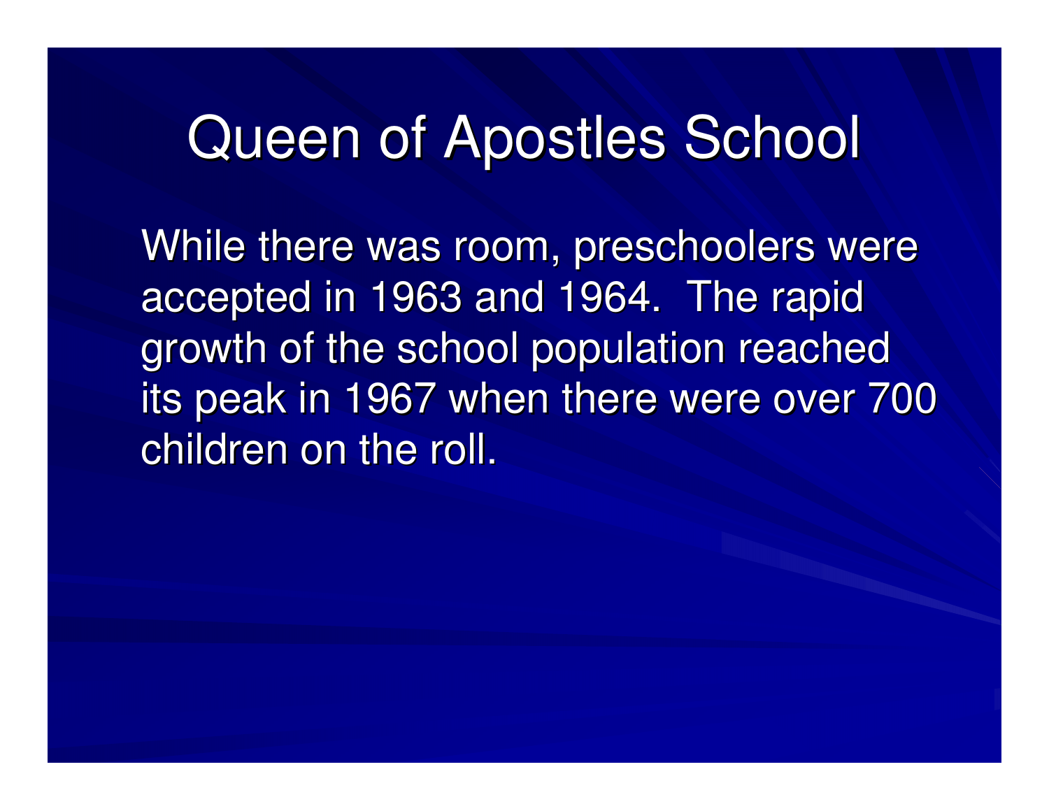# Queen of Apostles School

While there was room, preschoolers were accepted in 1963 and 1964. The rapid growth of the school population reached its peak in 1967 when there were over 700 children on the roll.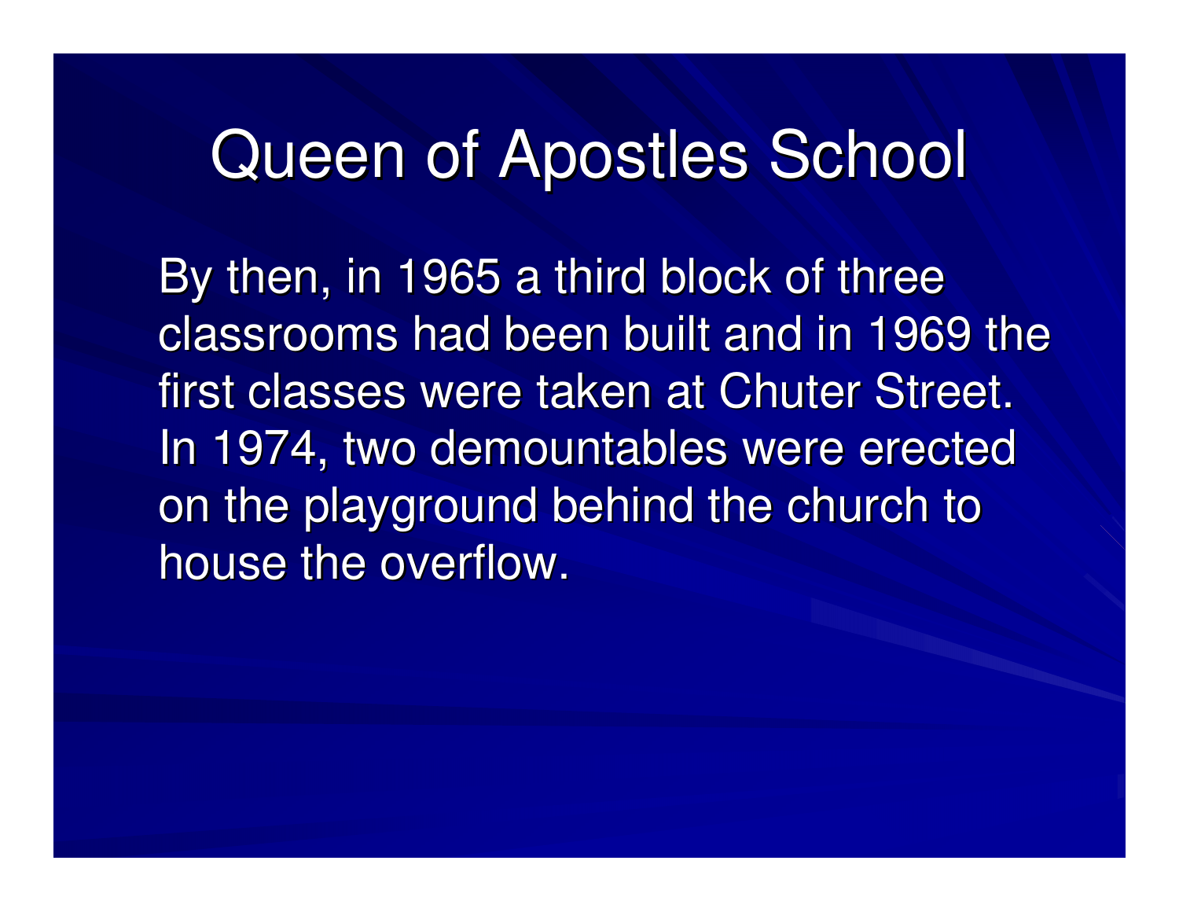# Queen of Apostles School

By then, in 1965 a third block of three classrooms had been built and in 1969 the first classes were taken at Chuter Street. In 1974, two demountables were erected on the playground behind the church to house the overflow.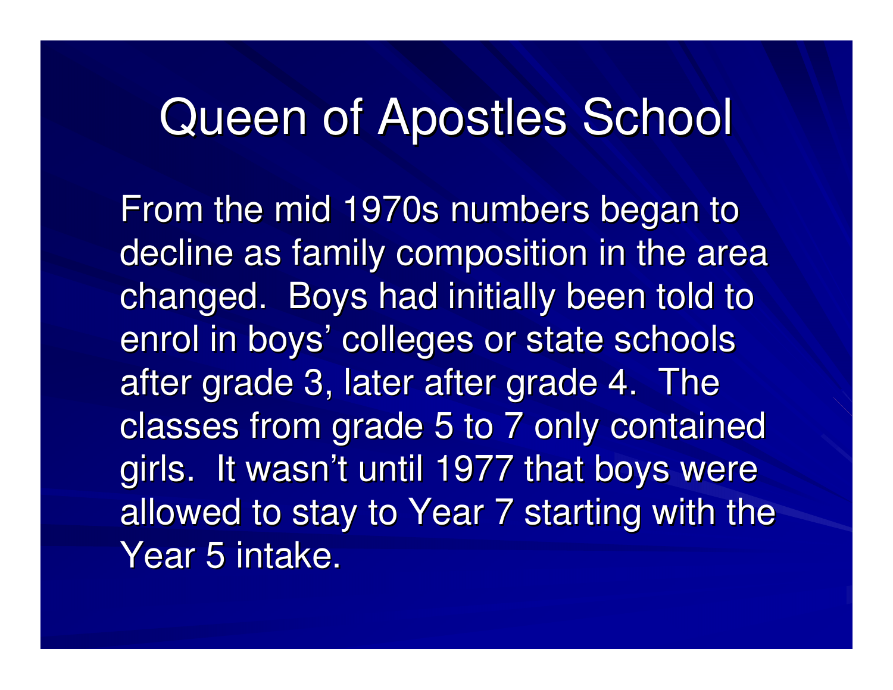# Queen of Apostles School

From the mid 1970s numbers began to decline as family composition in the area changed. Boys had initially been told to enrol in boys' colleges or state schools after grade 3, later after grade 4. The classes from grade 5 to 7 only contained girls. It wasn't until 1977 that boys were allowed to stay to Year 7 starting with the Year 5 intake.